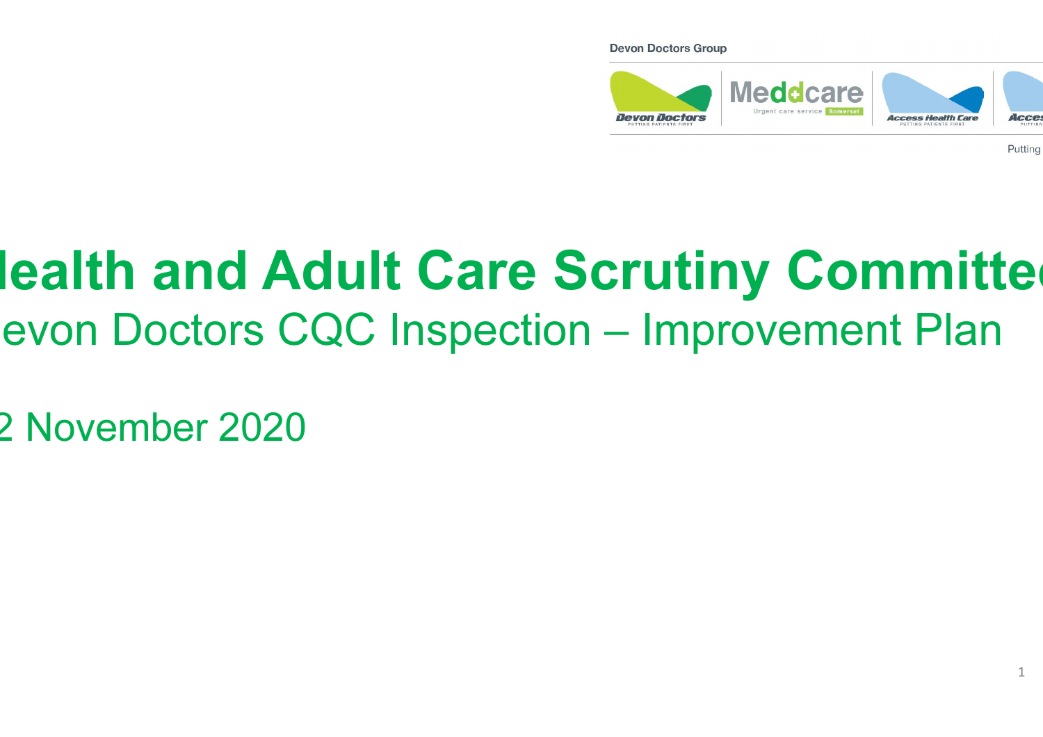Devon Doctors Group

# Health and Adult Care Scrutiny Committee

## Devon Doctors CQC Inspection – Improvement Plan

2 November 2020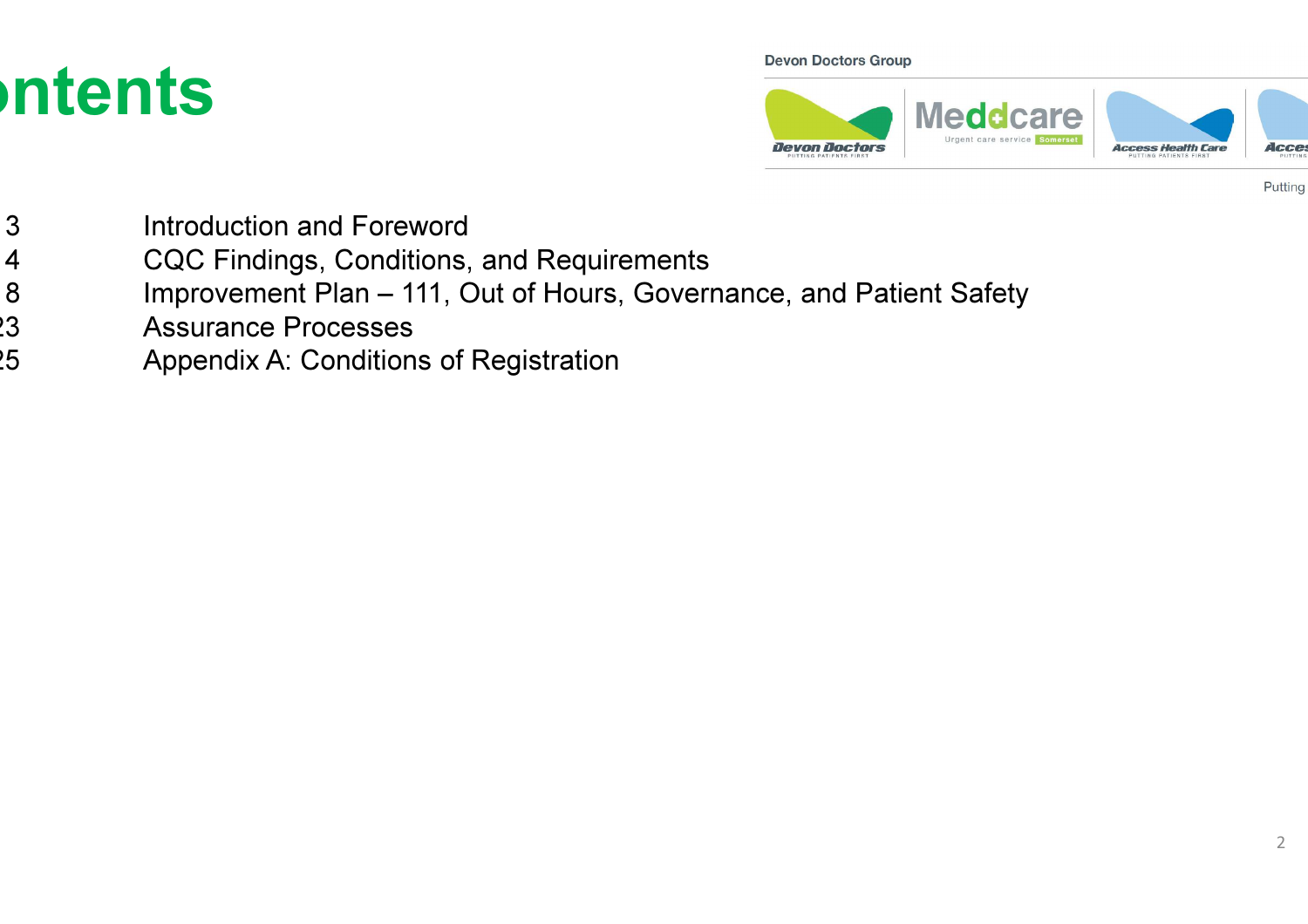# Contents

| Page | Section |
|---|---|
| 3 | Introduction and Foreword |
| 4 | CQC Findings, Conditions, and Requirements |
| 8 | Improvement Plan – 111, Out of Hours, Governance, and Patient Safety |
| 23 | Assurance Processes |
| 25 | Appendix A: Conditions of Registration |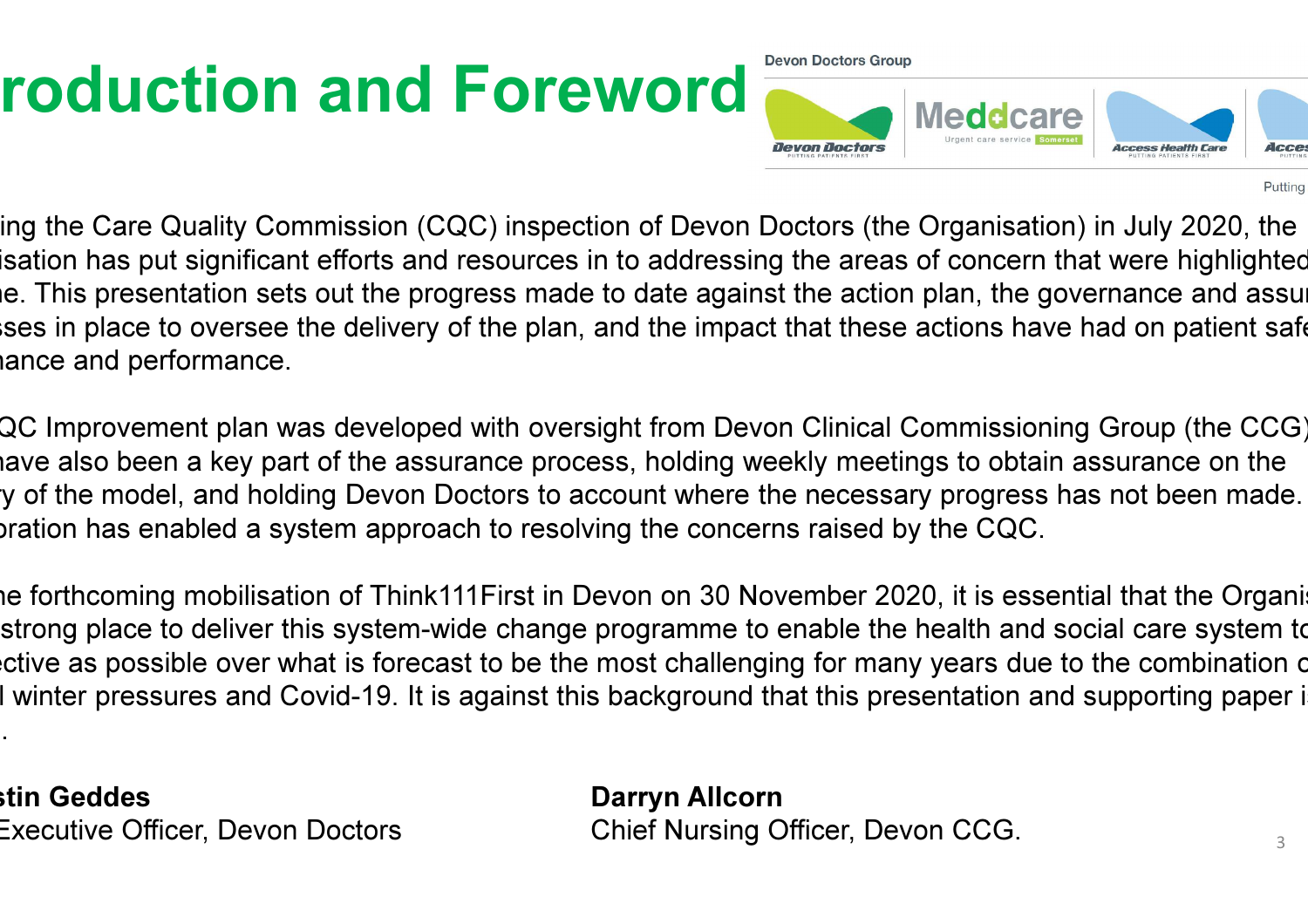# roduction and Foreword

Devon Doctors Group

Putting

ing the Care Quality Commission (CQC) inspection of Devon Doctors (the Organisation) in July 2020, the isation has put significant efforts and resources in to addressing the areas of concern that were highlighted e. This presentation sets out the progress made to date against the action plan, the governance and assur sses in place to oversee the delivery of the plan, and the impact that these actions have had on patient safe ance and performance.

QC Improvement plan was developed with oversight from Devon Clinical Commissioning Group (the CCG) have also been a key part of the assurance process, holding weekly meetings to obtain assurance on the y of the model, and holding Devon Doctors to account where the necessary progress has not been made. oration has enabled a system approach to resolving the concerns raised by the CQC.

e forthcoming mobilisation of Think111First in Devon on 30 November 2020, it is essential that the Organis strong place to deliver this system-wide change programme to enable the health and social care system to ective as possible over what is forecast to be the most challenging for many years due to the combination o l winter pressures and Covid-19. It is against this background that this presentation and supporting paper i .

**stin Geddes**
Executive Officer, Devon Doctors

**Darryn Allcorn**
Chief Nursing Officer, Devon CCG.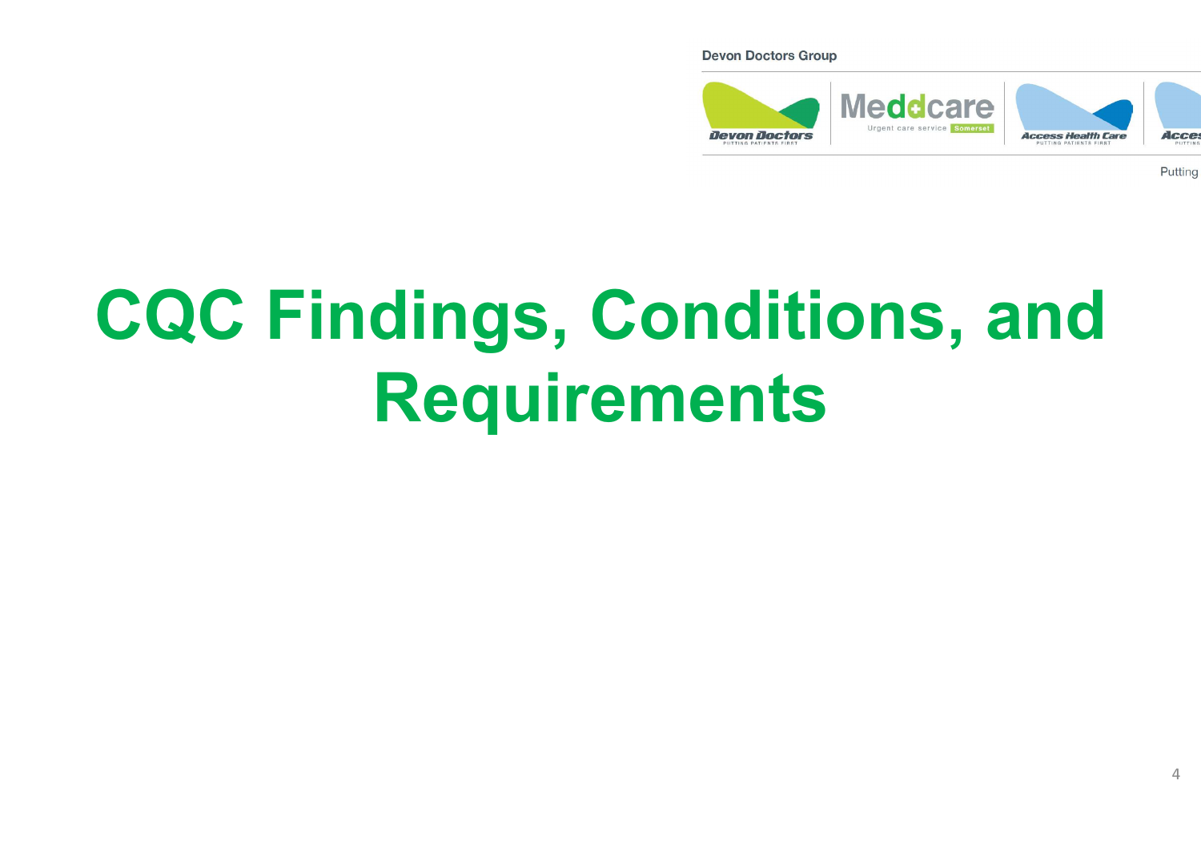# CQC Findings, Conditions, and Requirements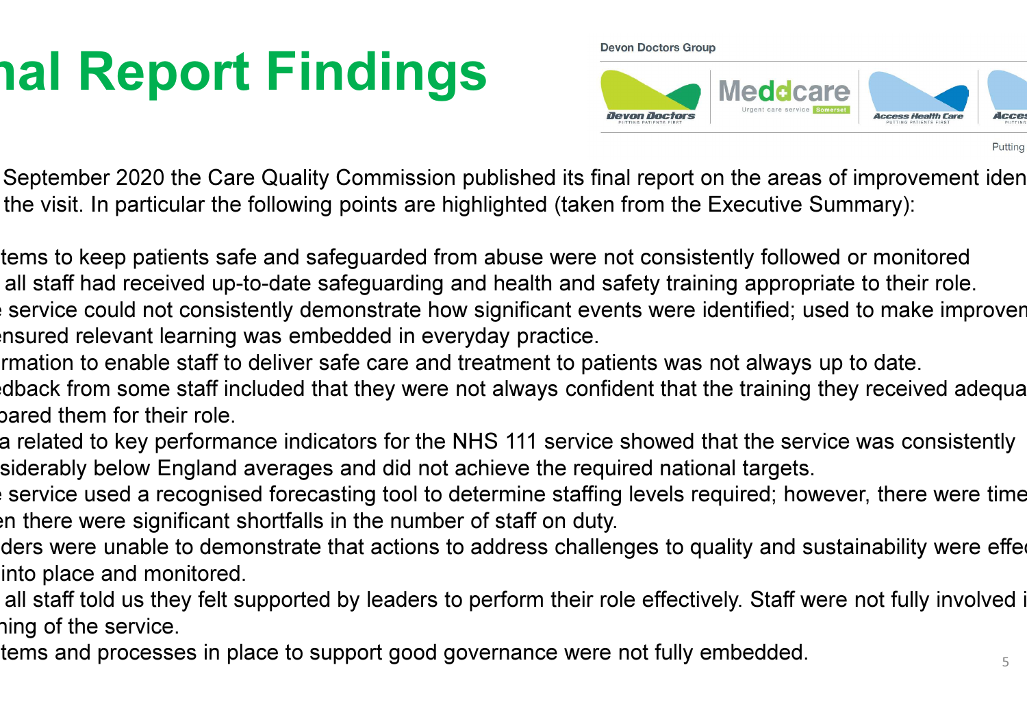# nal Report Findings

Devon Doctors Group

Devon Doctors | Meddcare Urgent care service Somerset | Access Health Care | Acces

Putting

September 2020 the Care Quality Commission published its final report on the areas of improvement iden the visit. In particular the following points are highlighted (taken from the Executive Summary):

- tems to keep patients safe and safeguarded from abuse were not consistently followed or monitored
- all staff had received up-to-date safeguarding and health and safety training appropriate to their role.
- e service could not consistently demonstrate how significant events were identified; used to make improven nsured relevant learning was embedded in everyday practice.
- rmation to enable staff to deliver safe care and treatment to patients was not always up to date.
- edback from some staff included that they were not always confident that the training they received adequa pared them for their role.
- a related to key performance indicators for the NHS 111 service showed that the service was consistently siderably below England averages and did not achieve the required national targets.
- e service used a recognised forecasting tool to determine staffing levels required; however, there were time en there were significant shortfalls in the number of staff on duty.
- ders were unable to demonstrate that actions to address challenges to quality and sustainability were effe into place and monitored.
- all staff told us they felt supported by leaders to perform their role effectively. Staff were not fully involved i ning of the service.
- tems and processes in place to support good governance were not fully embedded.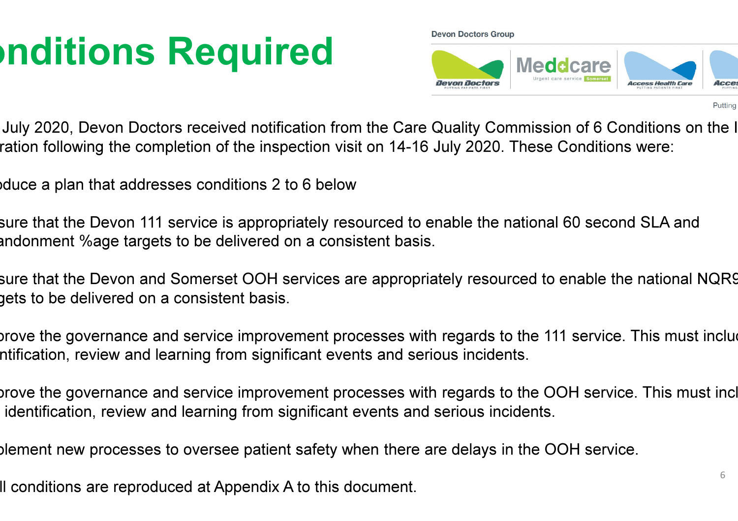# nditions Required

July 2020, Devon Doctors received notification from the Care Quality Commission of 6 Conditions on the I ration following the completion of the inspection visit on 14-16 July 2020. These Conditions were:

duce a plan that addresses conditions 2 to 6 below

sure that the Devon 111 service is appropriately resourced to enable the national 60 second SLA and andonment %age targets to be delivered on a consistent basis.

sure that the Devon and Somerset OOH services are appropriately resourced to enable the national NQR9 gets to be delivered on a consistent basis.

prove the governance and service improvement processes with regards to the 111 service. This must incluc ntification, review and learning from significant events and serious incidents.

prove the governance and service improvement processes with regards to the OOH service. This must incl identification, review and learning from significant events and serious incidents.

plement new processes to oversee patient safety when there are delays in the OOH service.

ll conditions are reproduced at Appendix A to this document.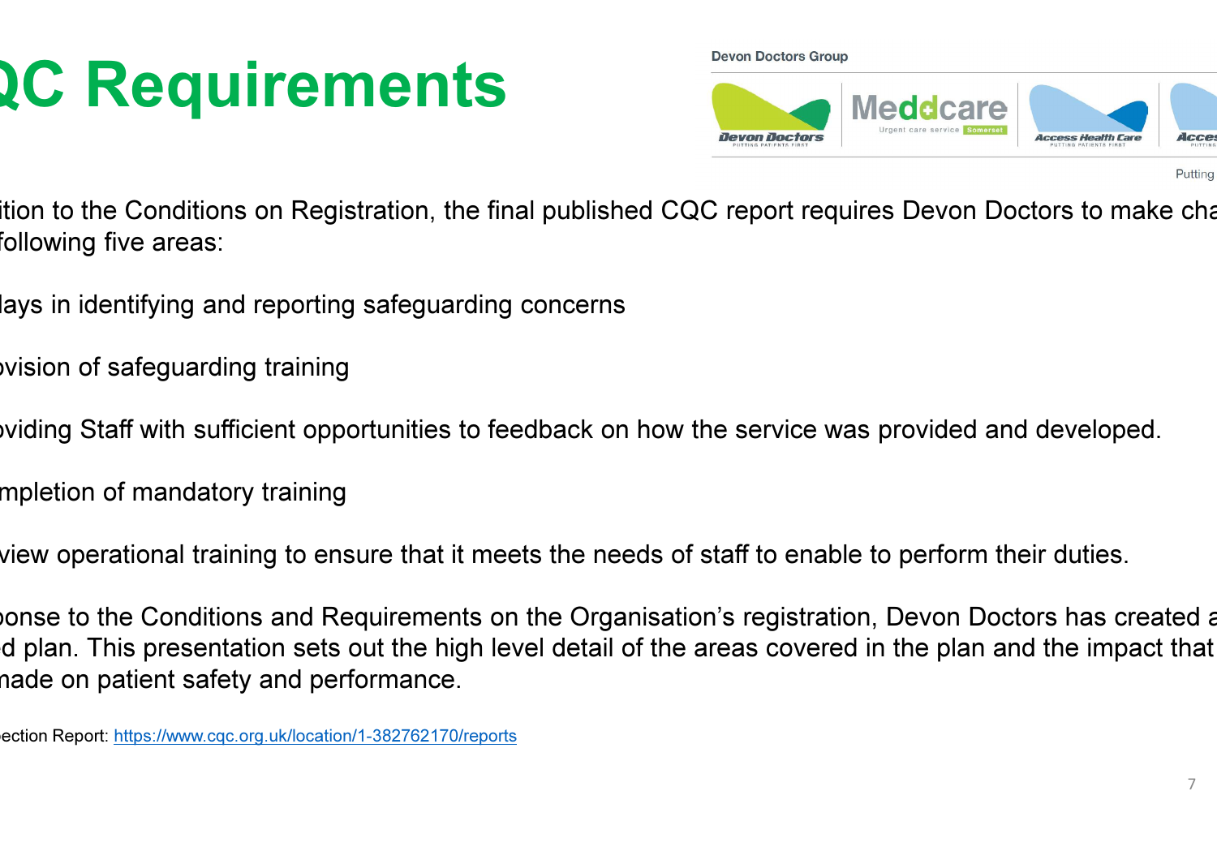# QC Requirements

Devon Doctors Group

ition to the Conditions on Registration, the final published CQC report requires Devon Doctors to make cha following five areas:

- lays in identifying and reporting safeguarding concerns
- ovision of safeguarding training
- oviding Staff with sufficient opportunities to feedback on how the service was provided and developed.
- mpletion of mandatory training
- view operational training to ensure that it meets the needs of staff to enable to perform their duties.

ponse to the Conditions and Requirements on the Organisation's registration, Devon Doctors has created a d plan. This presentation sets out the high level detail of the areas covered in the plan and the impact that nade on patient safety and performance.

ection Report: https://www.cqc.org.uk/location/1-382762170/reports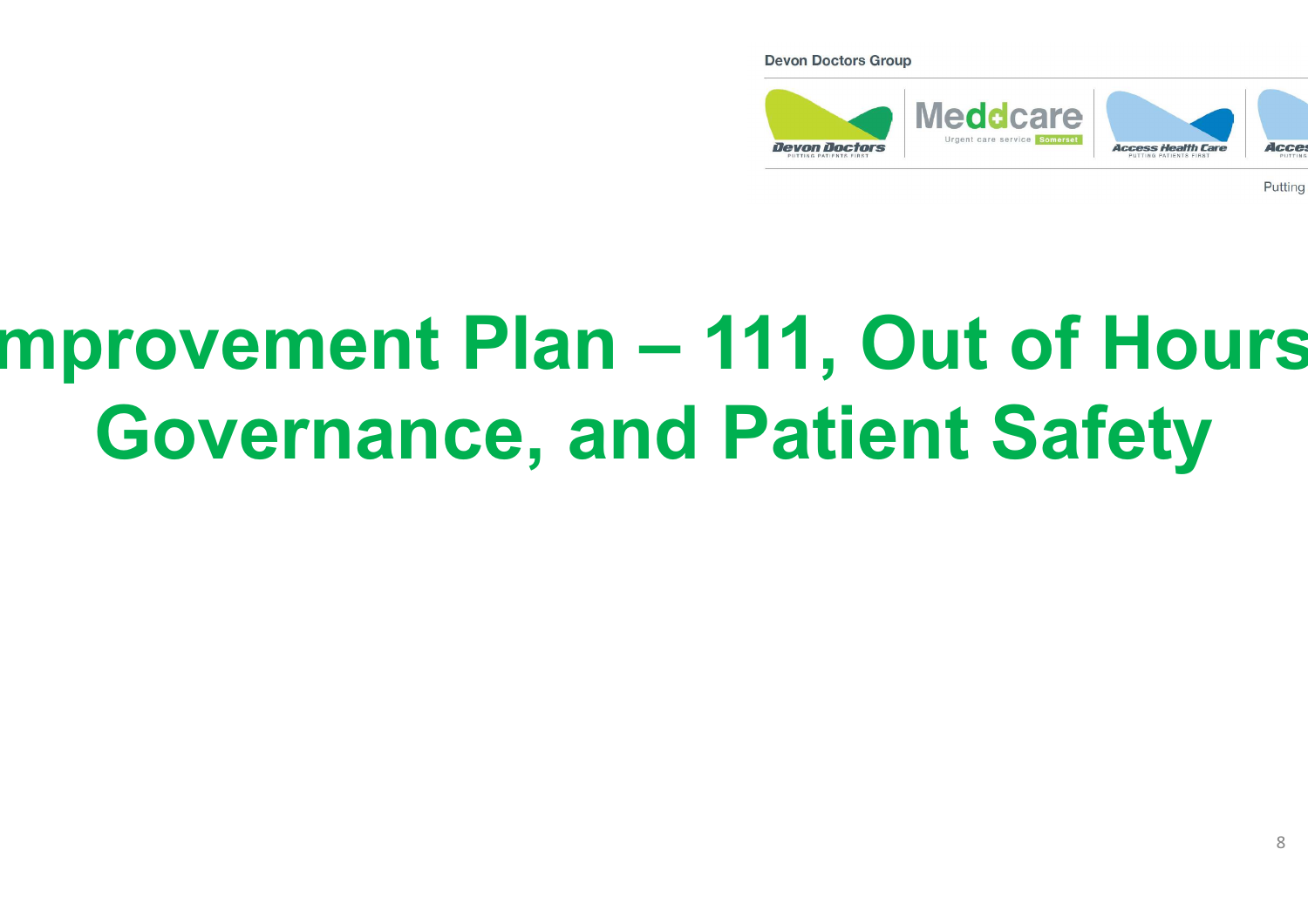# mprovement Plan – 111, Out of Hours Governance, and Patient Safety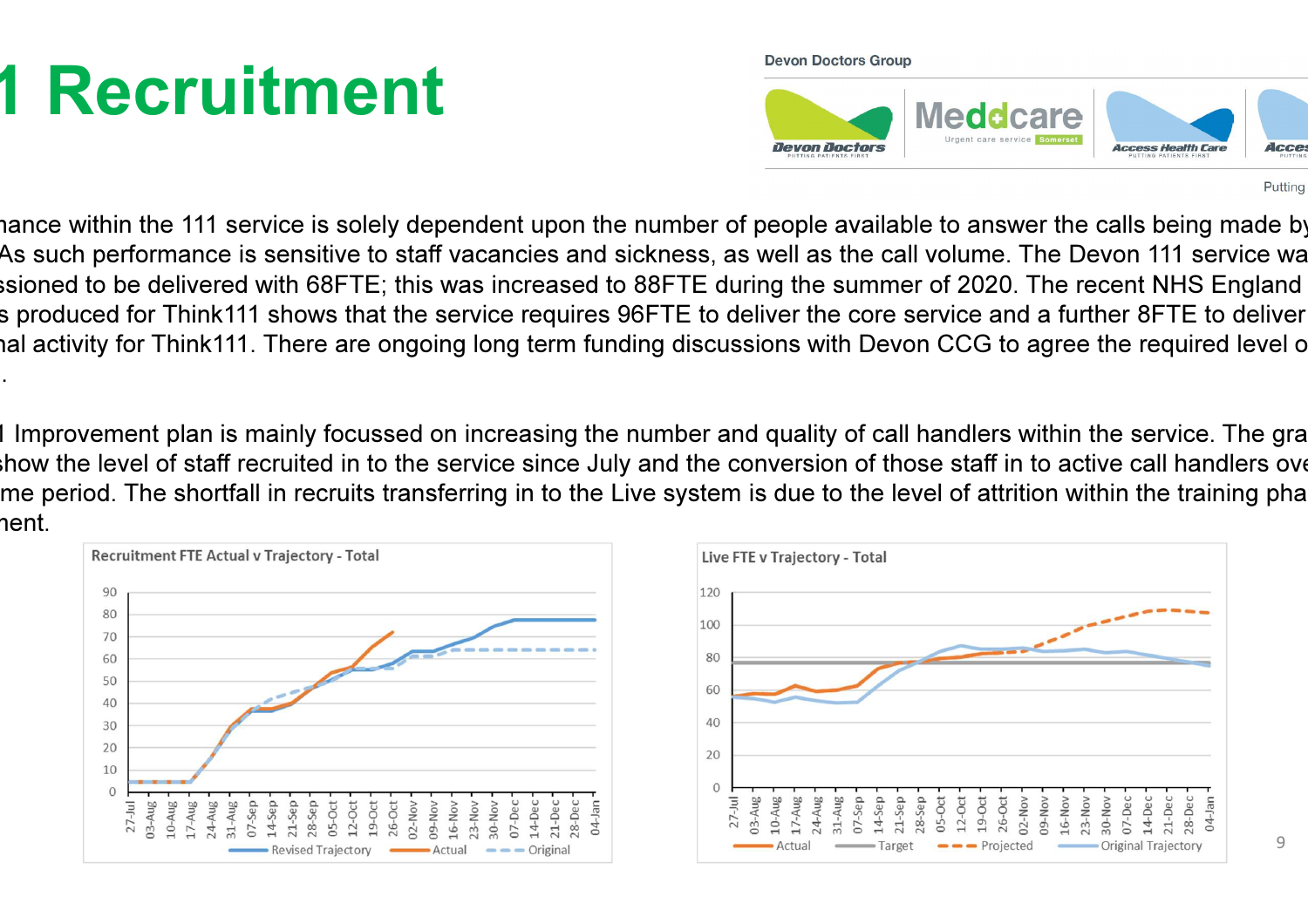# 1 Recruitment

Devon Doctors Group

Devon Doctors | Meddcare Urgent care service Somerset | Access Health Care | Acces

Putting

nance within the 111 service is solely dependent upon the number of people available to answer the calls being made by As such performance is sensitive to staff vacancies and sickness, as well as the call volume. The Devon 111 service wa ssioned to be delivered with 68FTE; this was increased to 88FTE during the summer of 2020. The recent NHS England s produced for Think111 shows that the service requires 96FTE to deliver the core service and a further 8FTE to deliver nal activity for Think111. There are ongoing long term funding discussions with Devon CCG to agree the required level o .

1 Improvement plan is mainly focussed on increasing the number and quality of call handlers within the service. The gra show the level of staff recruited in to the service since July and the conversion of those staff in to active call handlers ove me period. The shortfall in recruits transferring in to the Live system is due to the level of attrition within the training pha nent.

**Recruitment FTE Actual v Trajectory - Total**

(Chart: y-axis 0–90; x-axis weekly dates 27-Jul to 04-Jan; series: Revised Trajectory, Actual, Original)

**Live FTE v Trajectory - Total**

(Chart: y-axis 0–120; x-axis weekly dates 27-Jul to 04-Jan; series: Actual, Target, Projected, Original Trajectory)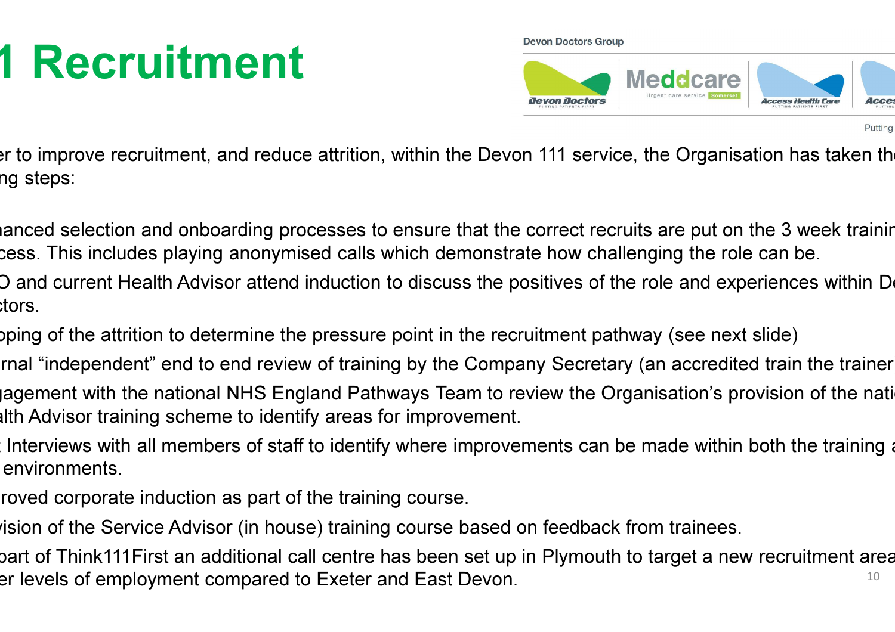# 1 Recruitment

Devon Doctors Group

Devon Doctors | Meddcare Urgent care service Somerset | Access Health Care | Acces

Putting

er to improve recruitment, and reduce attrition, within the Devon 111 service, the Organisation has taken th ng steps:

- nanced selection and onboarding processes to ensure that the correct recruits are put on the 3 week trainin cess. This includes playing anonymised calls which demonstrate how challenging the role can be.
- O and current Health Advisor attend induction to discuss the positives of the role and experiences within De ctors.
- pping of the attrition to determine the pressure point in the recruitment pathway (see next slide)
- rnal "independent" end to end review of training by the Company Secretary (an accredited train the trainer
- gagement with the national NHS England Pathways Team to review the Organisation's provision of the nati alth Advisor training scheme to identify areas for improvement.
- Interviews with all members of staff to identify where improvements can be made within both the training a environments.
- roved corporate induction as part of the training course.
- vision of the Service Advisor (in house) training course based on feedback from trainees.
- part of Think111First an additional call centre has been set up in Plymouth to target a new recruitment area er levels of employment compared to Exeter and East Devon.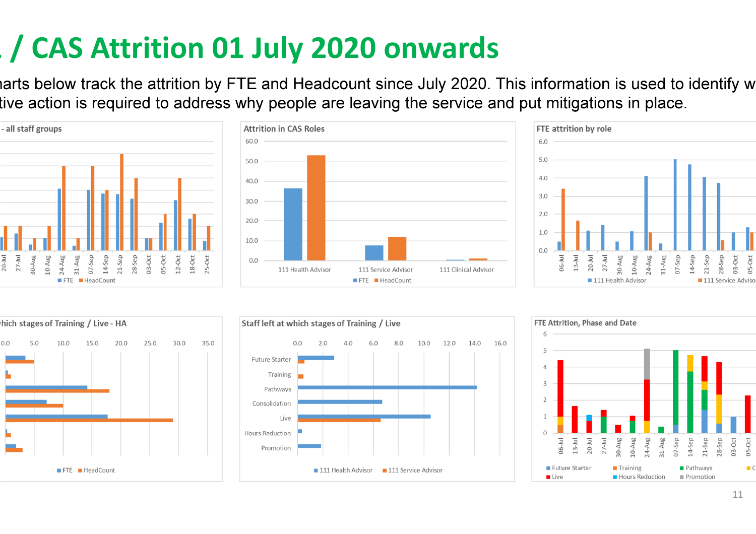# / CAS Attrition 01 July 2020 onwards

harts below track the attrition by FTE and Headcount since July 2020. This information is used to identify w tive action is required to address why people are leaving the service and put mitigations in place.

- all staff groups

Attrition in CAS Roles

FTE attrition by role

hich stages of Training / Live - HA

Staff left at which stages of Training / Live

FTE Attrition, Phase and Date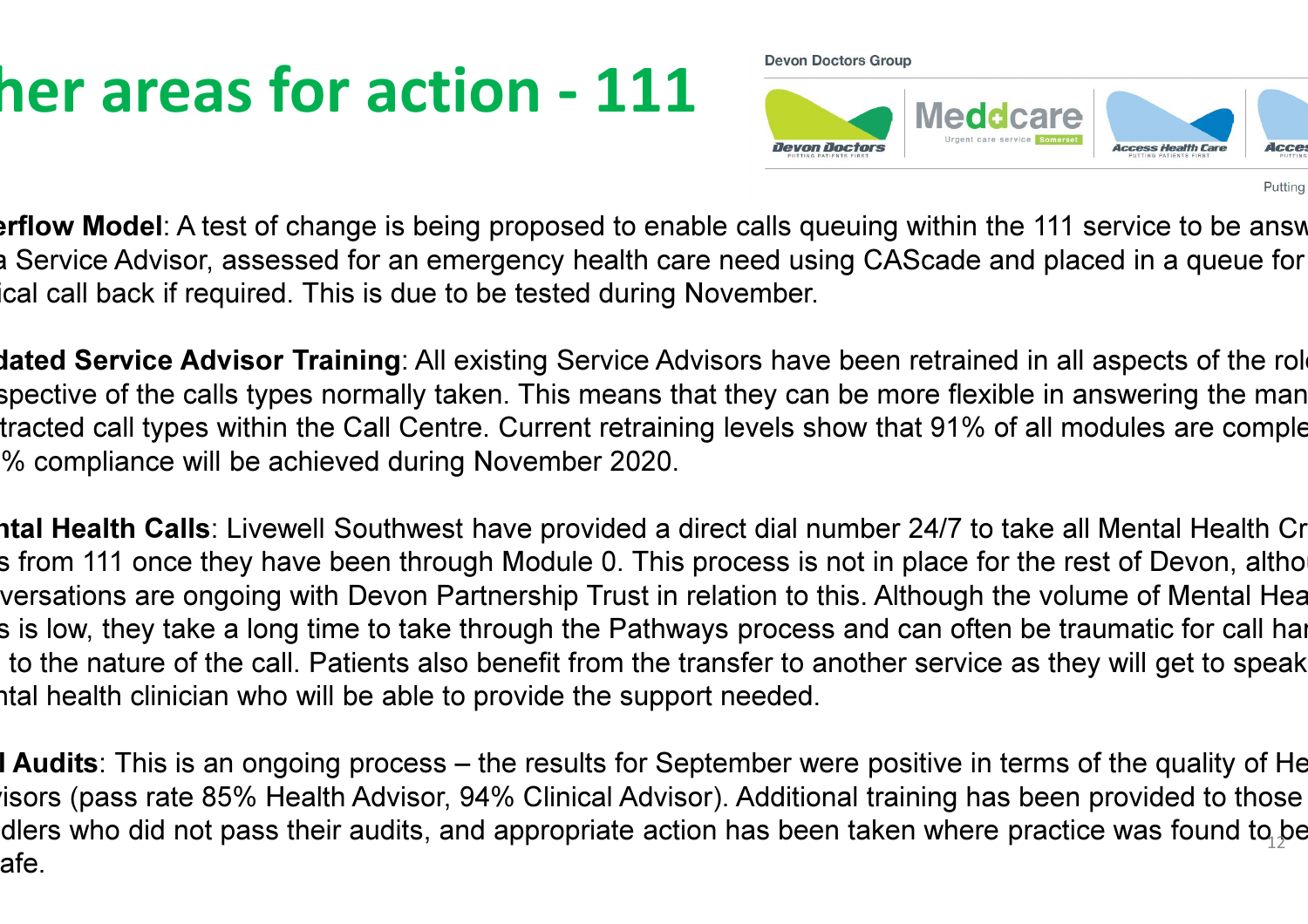# her areas for action - 111

Devon Doctors Group

Devon Doctors — Meddcare Urgent care service Somerset — Access Health Care — Acces

Putting

**erflow Model**: A test of change is being proposed to enable calls queuing within the 111 service to be answ a Service Advisor, assessed for an emergency health care need using CAScade and placed in a queue for ical call back if required. This is due to be tested during November.

**dated Service Advisor Training**: All existing Service Advisors have been retrained in all aspects of the rol spective of the calls types normally taken. This means that they can be more flexible in answering the man tracted call types within the Call Centre. Current retraining levels show that 91% of all modules are comple % compliance will be achieved during November 2020.

**ntal Health Calls**: Livewell Southwest have provided a direct dial number 24/7 to take all Mental Health Cr s from 111 once they have been through Module 0. This process is not in place for the rest of Devon, altho versations are ongoing with Devon Partnership Trust in relation to this. Although the volume of Mental Hea s is low, they take a long time to take through the Pathways process and can often be traumatic for call ha to the nature of the call. Patients also benefit from the transfer to another service as they will get to speak ntal health clinician who will be able to provide the support needed.

**l Audits**: This is an ongoing process – the results for September were positive in terms of the quality of He visors (pass rate 85% Health Advisor, 94% Clinical Advisor). Additional training has been provided to those dlers who did not pass their audits, and appropriate action has been taken where practice was found to be afe.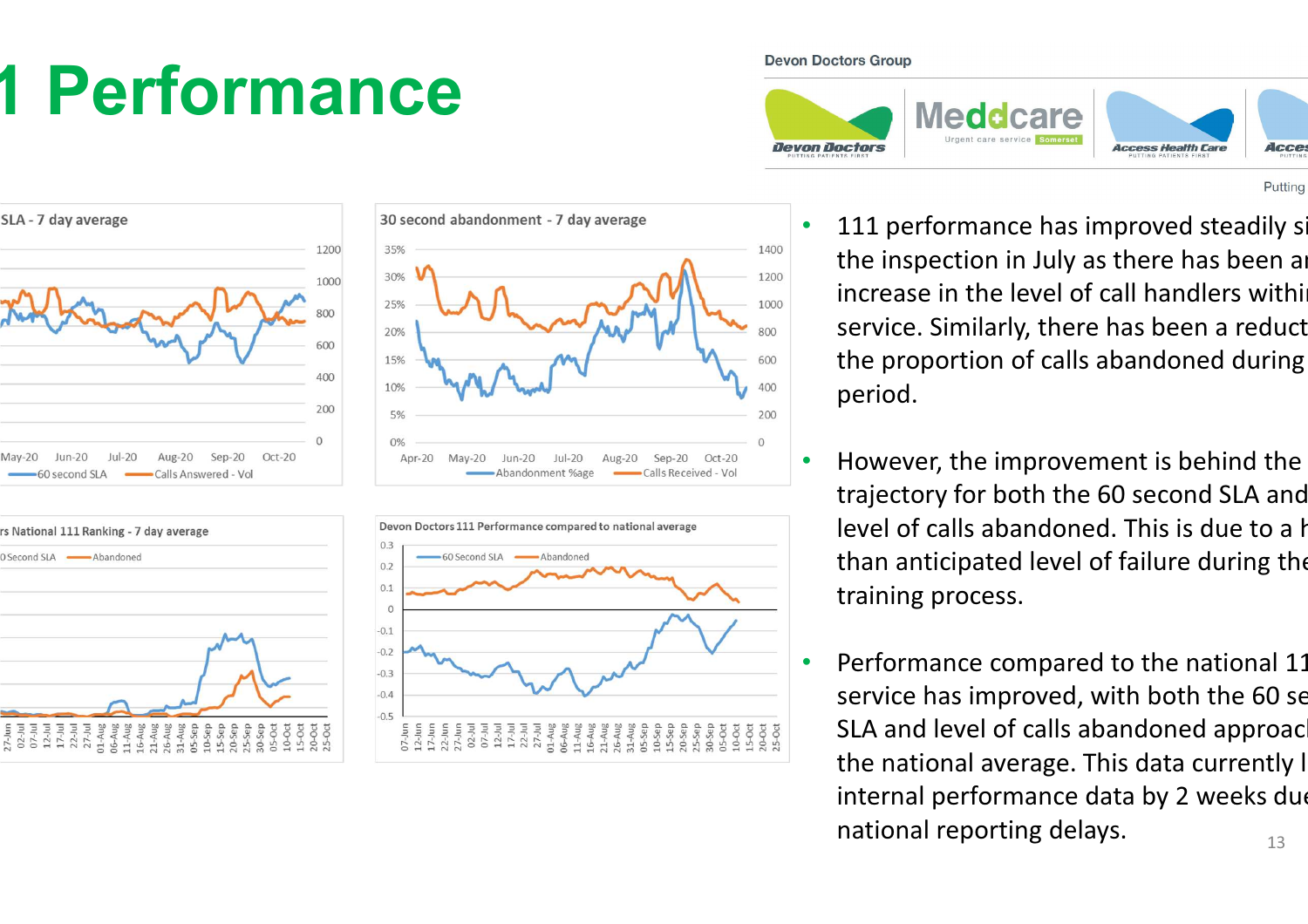# 1 Performance

Devon Doctors Group

Putting

- 111 performance has improved steadily si the inspection in July as there has been an increase in the level of call handlers within service. Similarly, there has been a reduct the proportion of calls abandoned during period.

- However, the improvement is behind the trajectory for both the 60 second SLA and level of calls abandoned. This is due to a h than anticipated level of failure during the training process.

- Performance compared to the national 11 service has improved, with both the 60 se SLA and level of calls abandoned approach the national average. This data currently l internal performance data by 2 weeks due national reporting delays.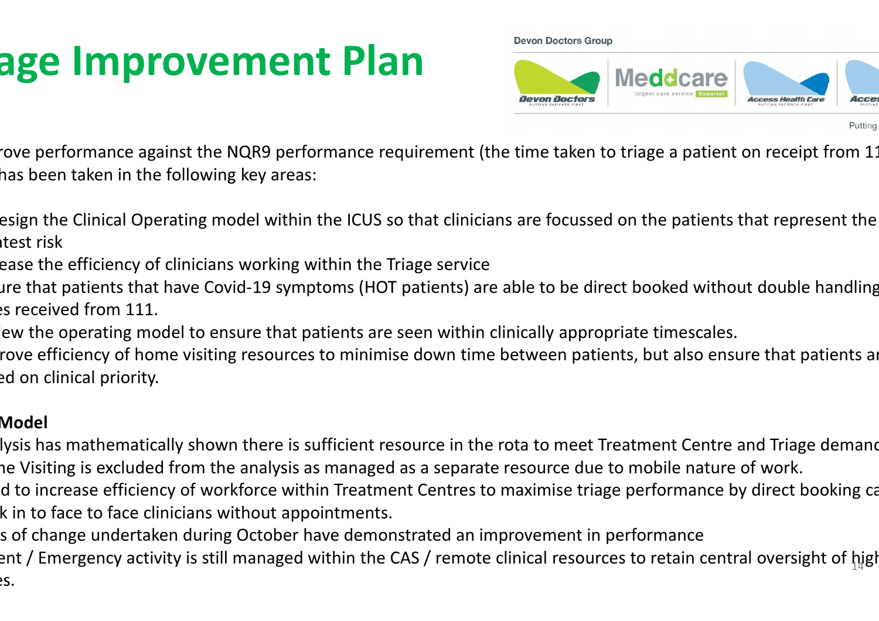# age Improvement Plan

Devon Doctors Group

Putting

rove performance against the NQR9 performance requirement (the time taken to triage a patient on receipt from 11 has been taken in the following key areas:

- esign the Clinical Operating model within the ICUS so that clinicians are focussed on the patients that represent the atest risk
- ease the efficiency of clinicians working within the Triage service
- ure that patients that have Covid-19 symptoms (HOT patients) are able to be direct booked without double handling es received from 111.
- iew the operating model to ensure that patients are seen within clinically appropriate timescales.
- rove efficiency of home visiting resources to minimise down time between patients, but also ensure that patients ar ed on clinical priority.

**Model**

- lysis has mathematically shown there is sufficient resource in the rota to meet Treatment Centre and Triage demand
- ne Visiting is excluded from the analysis as managed as a separate resource due to mobile nature of work.
- d to increase efficiency of workforce within Treatment Centres to maximise triage performance by direct booking ca k in to face to face clinicians without appointments.
- s of change undertaken during October have demonstrated an improvement in performance
- ent / Emergency activity is still managed within the CAS / remote clinical resources to retain central oversight of high es.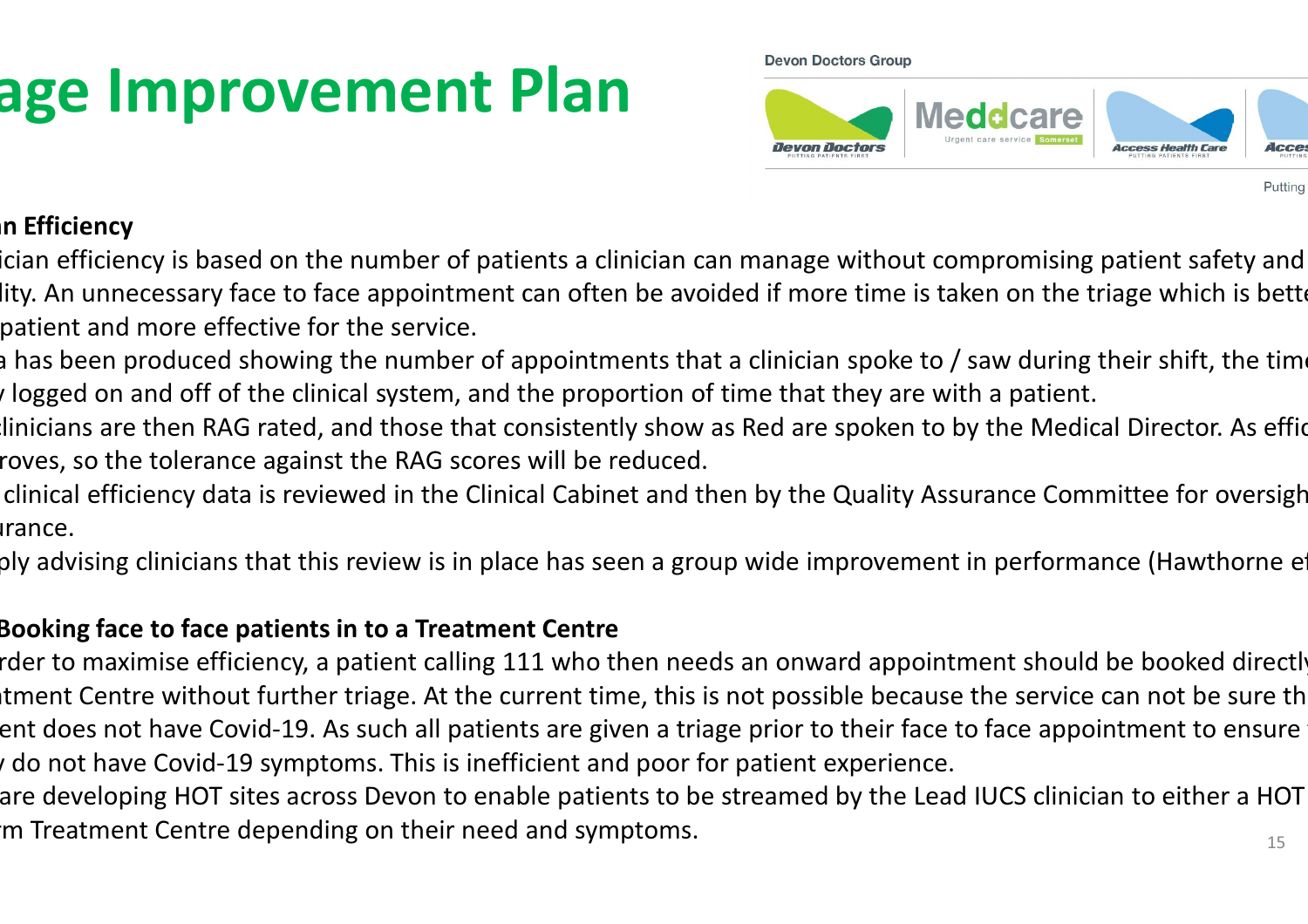# age Improvement Plan

Devon Doctors Group

**n Efficiency**

- ician efficiency is based on the number of patients a clinician can manage without compromising patient safety and lity. An unnecessary face to face appointment can often be avoided if more time is taken on the triage which is bett patient and more effective for the service.
- a has been produced showing the number of appointments that a clinician spoke to / saw during their shift, the tim logged on and off of the clinical system, and the proportion of time that they are with a patient.
- linicians are then RAG rated, and those that consistently show as Red are spoken to by the Medical Director. As effic roves, so the tolerance against the RAG scores will be reduced.
- clinical efficiency data is reviewed in the Clinical Cabinet and then by the Quality Assurance Committee for oversigh urance.
- ply advising clinicians that this review is in place has seen a group wide improvement in performance (Hawthorne e

**Booking face to face patients in to a Treatment Centre**

- rder to maximise efficiency, a patient calling 111 who then needs an onward appointment should be booked directl tment Centre without further triage. At the current time, this is not possible because the service can not be sure th ent does not have Covid-19. As such all patients are given a triage prior to their face to face appointment to ensure do not have Covid-19 symptoms. This is inefficient and poor for patient experience.
- are developing HOT sites across Devon to enable patients to be streamed by the Lead IUCS clinician to either a HOT m Treatment Centre depending on their need and symptoms.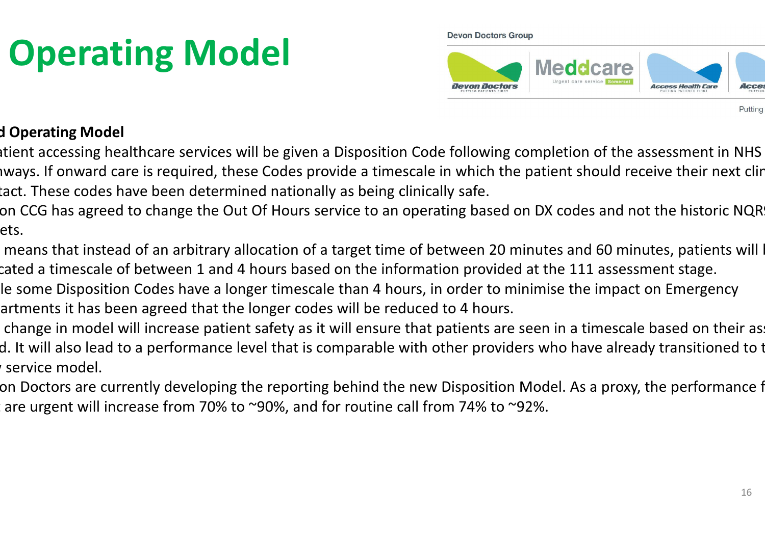# Operating Model

Devon Doctors Group

**d Operating Model**

atient accessing healthcare services will be given a Disposition Code following completion of the assessment in NHS hways. If onward care is required, these Codes provide a timescale in which the patient should receive their next clin tact. These codes have been determined nationally as being clinically safe.

on CCG has agreed to change the Out Of Hours service to an operating based on DX codes and not the historic NQR ets.

means that instead of an arbitrary allocation of a target time of between 20 minutes and 60 minutes, patients will cated a timescale of between 1 and 4 hours based on the information provided at the 111 assessment stage.

le some Disposition Codes have a longer timescale than 4 hours, in order to minimise the impact on Emergency artments it has been agreed that the longer codes will be reduced to 4 hours.

change in model will increase patient safety as it will ensure that patients are seen in a timescale based on their as d. It will also lead to a performance level that is comparable with other providers who have already transitioned to t service model.

on Doctors are currently developing the reporting behind the new Disposition Model. As a proxy, the performance f are urgent will increase from 70% to ~90%, and for routine call from 74% to ~92%.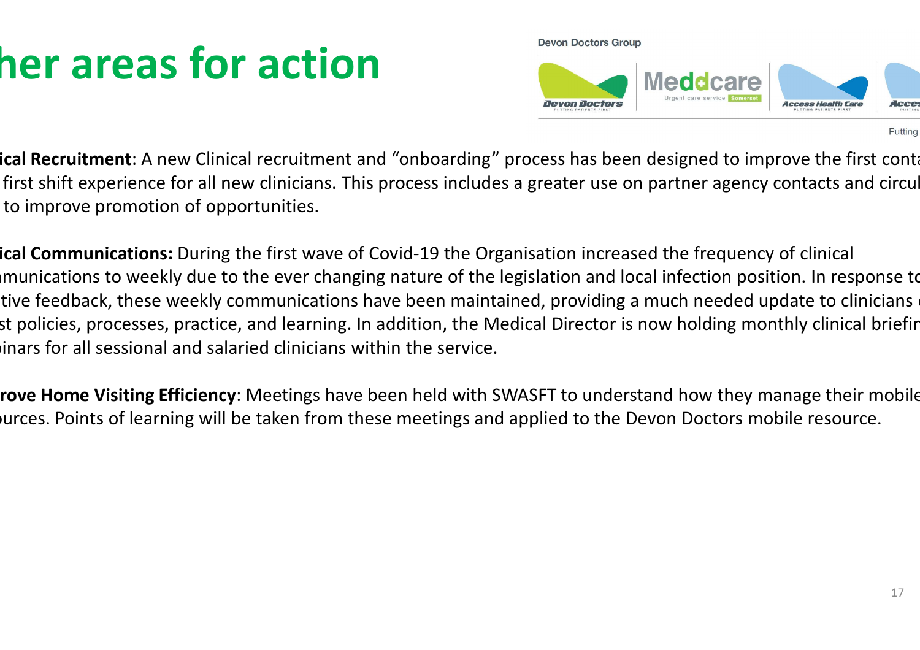# her areas for action

Devon Doctors Group

ical Recruitment: A new Clinical recruitment and "onboarding" process has been designed to improve the first conta first shift experience for all new clinicians. This process includes a greater use on partner agency contacts and circul to improve promotion of opportunities.

ical Communications: During the first wave of Covid-19 the Organisation increased the frequency of clinical munications to weekly due to the ever changing nature of the legislation and local infection position. In response to tive feedback, these weekly communications have been maintained, providing a much needed update to clinicians st policies, processes, practice, and learning. In addition, the Medical Director is now holding monthly clinical briefin inars for all sessional and salaried clinicians within the service.

rove Home Visiting Efficiency: Meetings have been held with SWASFT to understand how they manage their mobile urces. Points of learning will be taken from these meetings and applied to the Devon Doctors mobile resource.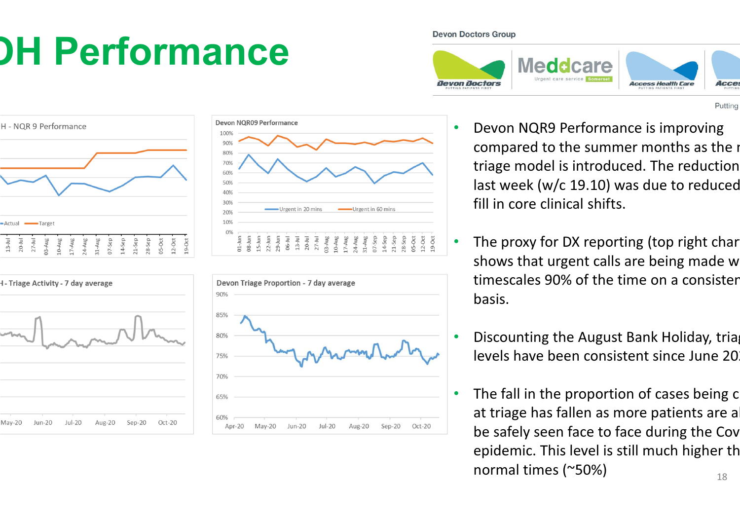# DH Performance

Devon Doctors Group

Putting

DH - NQR 9 Performance

Actual / Target

Devon NQR09 Performance

Urgent in 20 mins / Urgent in 60 mins

DH - Triage Activity - 7 day average

Devon Triage Proportion - 7 day average

- Devon NQR9 Performance is improving compared to the summer months as the n triage model is introduced. The reduction last week (w/c 19.10) was due to reduced fill in core clinical shifts.
- The proxy for DX reporting (top right char shows that urgent calls are being made w timescales 90% of the time on a consisten basis.
- Discounting the August Bank Holiday, triag levels have been consistent since June 20
- The fall in the proportion of cases being c at triage has fallen as more patients are a be safely seen face to face during the Cov epidemic. This level is still much higher th normal times (~50%)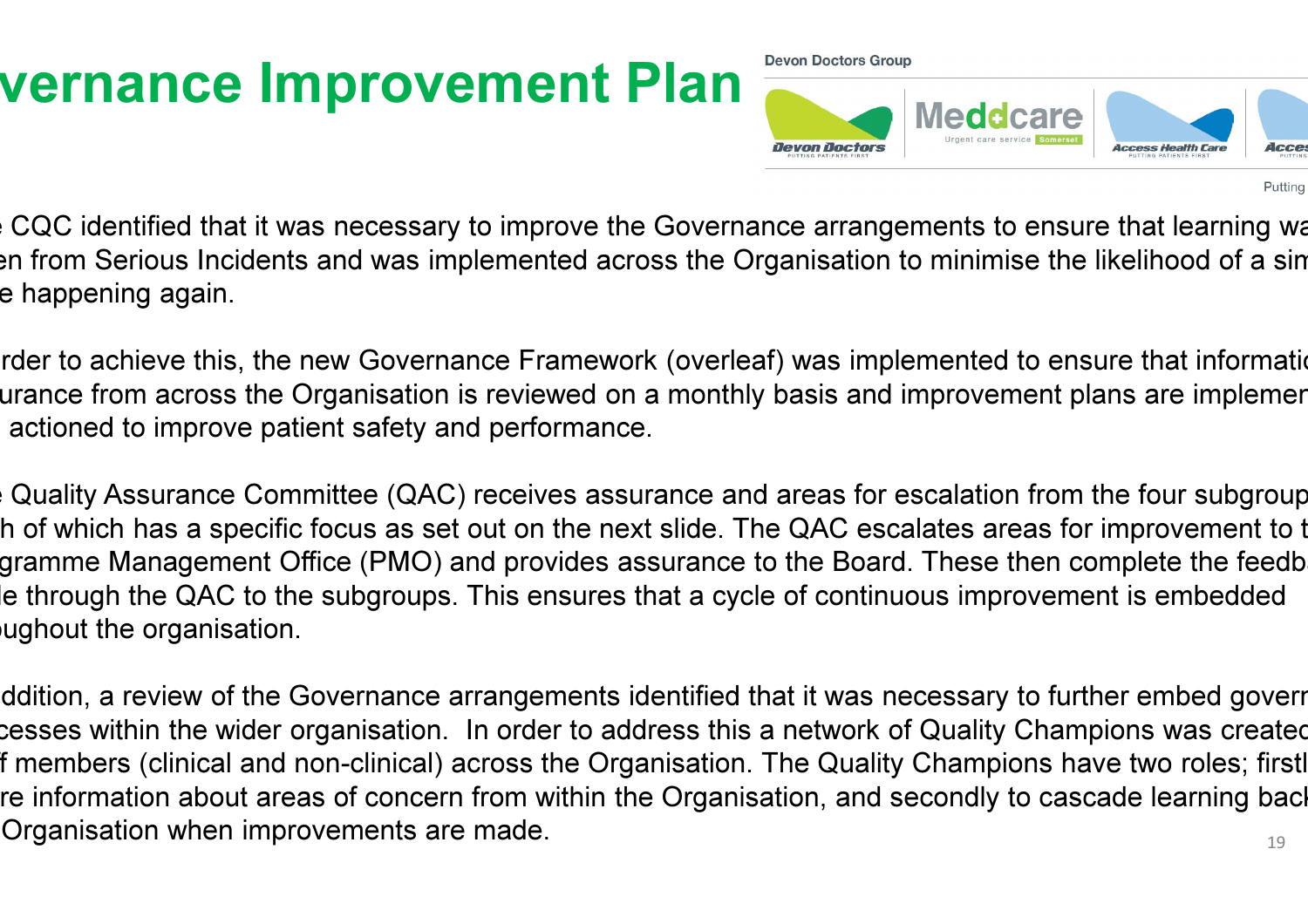# vernance Improvement Plan

Devon Doctors Group

Devon Doctors | Meddcare Urgent care service Somerset | Access Health Care | Acces

Putting

e CQC identified that it was necessary to improve the Governance arrangements to ensure that learning wa en from Serious Incidents and was implemented across the Organisation to minimise the likelihood of a sim e happening again.

rder to achieve this, the new Governance Framework (overleaf) was implemented to ensure that informatio urance from across the Organisation is reviewed on a monthly basis and improvement plans are implemen actioned to improve patient safety and performance.

e Quality Assurance Committee (QAC) receives assurance and areas for escalation from the four subgroup h of which has a specific focus as set out on the next slide. The QAC escalates areas for improvement to t gramme Management Office (PMO) and provides assurance to the Board. These then complete the feedb le through the QAC to the subgroups. This ensures that a cycle of continuous improvement is embedded ughout the organisation.

ddition, a review of the Governance arrangements identified that it was necessary to further embed goverr cesses within the wider organisation. In order to address this a network of Quality Champions was createc f members (clinical and non-clinical) across the Organisation. The Quality Champions have two roles; firstl re information about areas of concern from within the Organisation, and secondly to cascade learning back Organisation when improvements are made.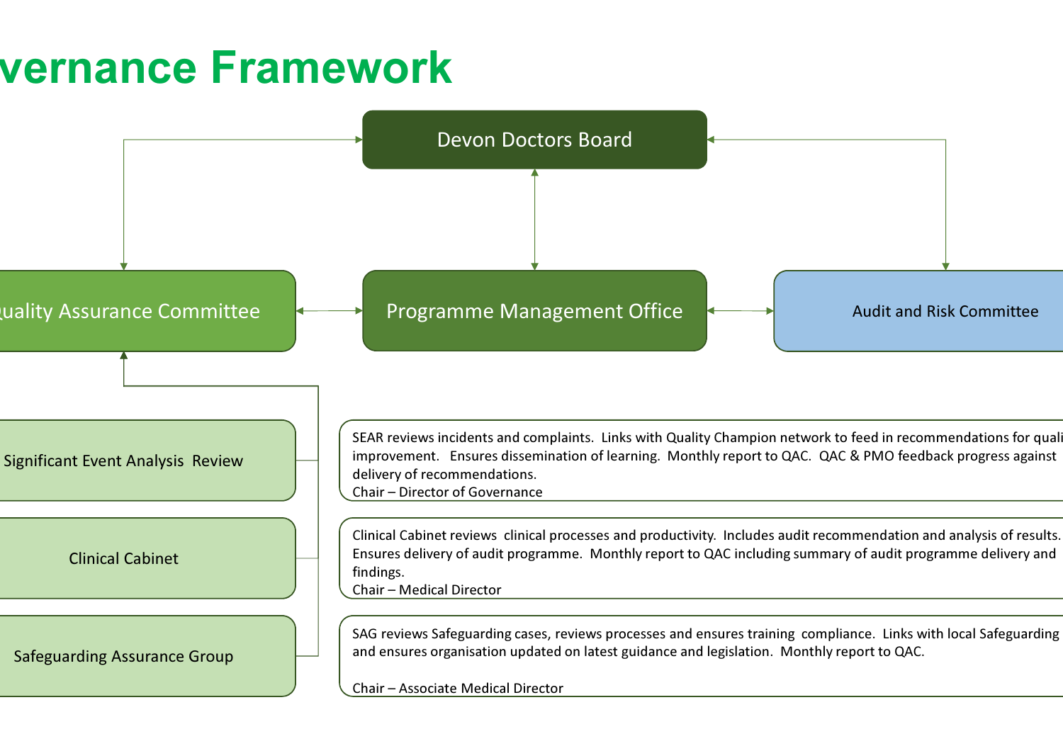# vernance Framework

Devon Doctors Board

uality Assurance Committee

Programme Management Office

Audit and Risk Committee

| Group | Description |
|---|---|
| Significant Event Analysis Review | SEAR reviews incidents and complaints. Links with Quality Champion network to feed in recommendations for quali improvement. Ensures dissemination of learning. Monthly report to QAC. QAC & PMO feedback progress against delivery of recommendations. Chair – Director of Governance |
| Clinical Cabinet | Clinical Cabinet reviews clinical processes and productivity. Includes audit recommendation and analysis of results. Ensures delivery of audit programme. Monthly report to QAC including summary of audit programme delivery and findings. Chair – Medical Director |
| Safeguarding Assurance Group | SAG reviews Safeguarding cases, reviews processes and ensures training compliance. Links with local Safeguarding and ensures organisation updated on latest guidance and legislation. Monthly report to QAC. Chair – Associate Medical Director |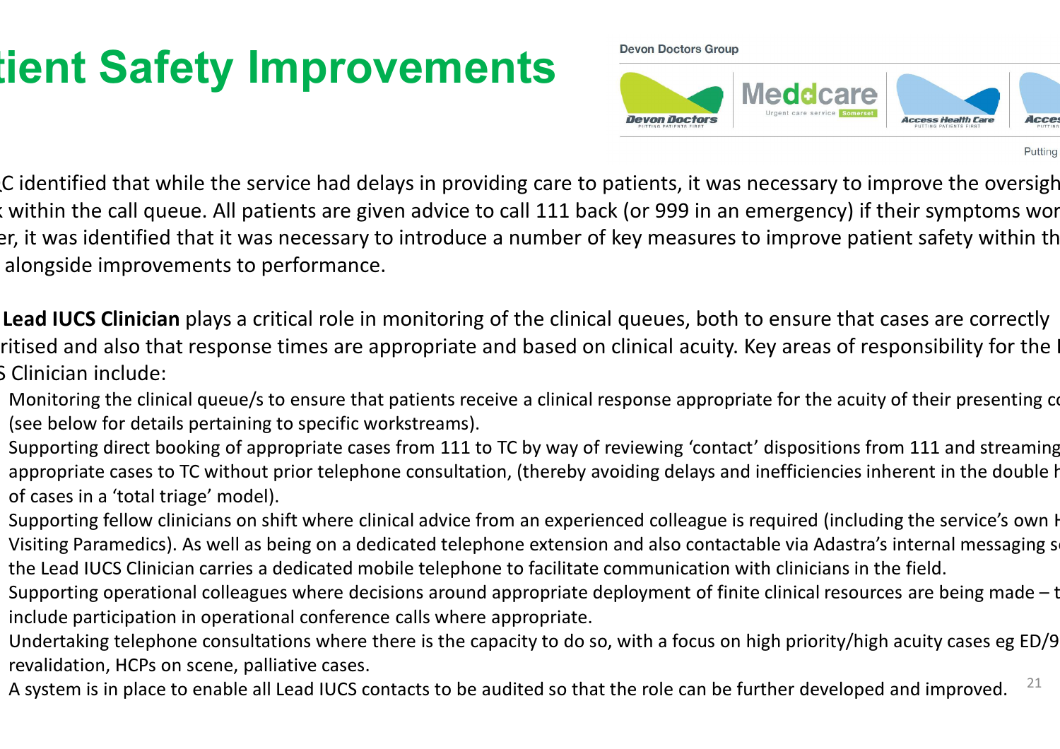# tient Safety Improvements

C identified that while the service had delays in providing care to patients, it was necessary to improve the oversigh
within the call queue. All patients are given advice to call 111 back (or 999 in an emergency) if their symptoms wor
er, it was identified that it was necessary to introduce a number of key measures to improve patient safety within th
alongside improvements to performance.

**Lead IUCS Clinician** plays a critical role in monitoring of the clinical queues, both to ensure that cases are correctly
ritised and also that response times are appropriate and based on clinical acuity. Key areas of responsibility for the I
S Clinician include:

- Monitoring the clinical queue/s to ensure that patients receive a clinical response appropriate for the acuity of their presenting co (see below for details pertaining to specific workstreams).
- Supporting direct booking of appropriate cases from 111 to TC by way of reviewing 'contact' dispositions from 111 and streaming appropriate cases to TC without prior telephone consultation, (thereby avoiding delays and inefficiencies inherent in the double h of cases in a 'total triage' model).
- Supporting fellow clinicians on shift where clinical advice from an experienced colleague is required (including the service's own H Visiting Paramedics). As well as being on a dedicated telephone extension and also contactable via Adastra's internal messaging s the Lead IUCS Clinician carries a dedicated mobile telephone to facilitate communication with clinicians in the field.
- Supporting operational colleagues where decisions around appropriate deployment of finite clinical resources are being made – t include participation in operational conference calls where appropriate.
- Undertaking telephone consultations where there is the capacity to do so, with a focus on high priority/high acuity cases eg ED/9 revalidation, HCPs on scene, palliative cases.
- A system is in place to enable all Lead IUCS contacts to be audited so that the role can be further developed and improved.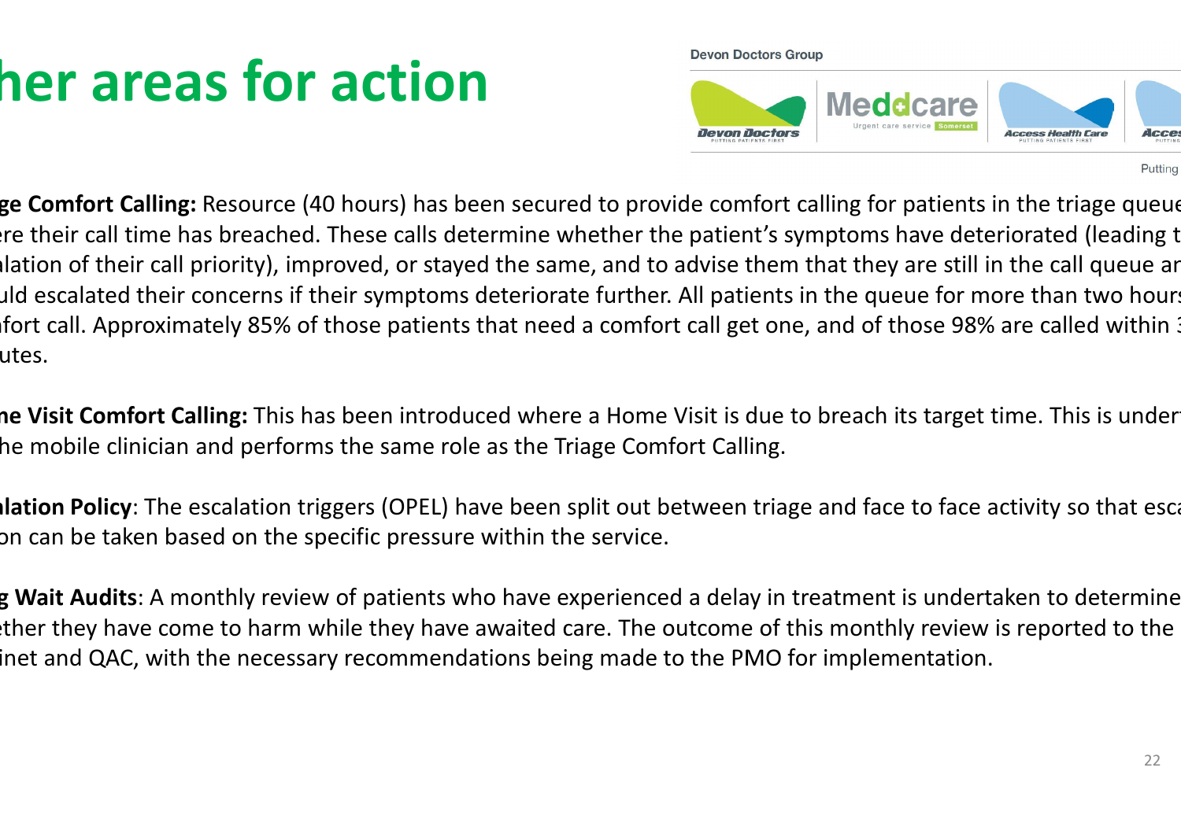# her areas for action

**ge Comfort Calling:** Resource (40 hours) has been secured to provide comfort calling for patients in the triage queue ere their call time has breached. These calls determine whether the patient's symptoms have deteriorated (leading t alation of their call priority), improved, or stayed the same, and to advise them that they are still in the call queue ar uld escalated their concerns if their symptoms deteriorate further. All patients in the queue for more than two hours fort call. Approximately 85% of those patients that need a comfort call get one, and of those 98% are called within 3 utes.

**ne Visit Comfort Calling:** This has been introduced where a Home Visit is due to breach its target time. This is undert he mobile clinician and performs the same role as the Triage Comfort Calling.

**alation Policy**: The escalation triggers (OPEL) have been split out between triage and face to face activity so that esca on can be taken based on the specific pressure within the service.

**g Wait Audits**: A monthly review of patients who have experienced a delay in treatment is undertaken to determine ether they have come to harm while they have awaited care. The outcome of this monthly review is reported to the inet and QAC, with the necessary recommendations being made to the PMO for implementation.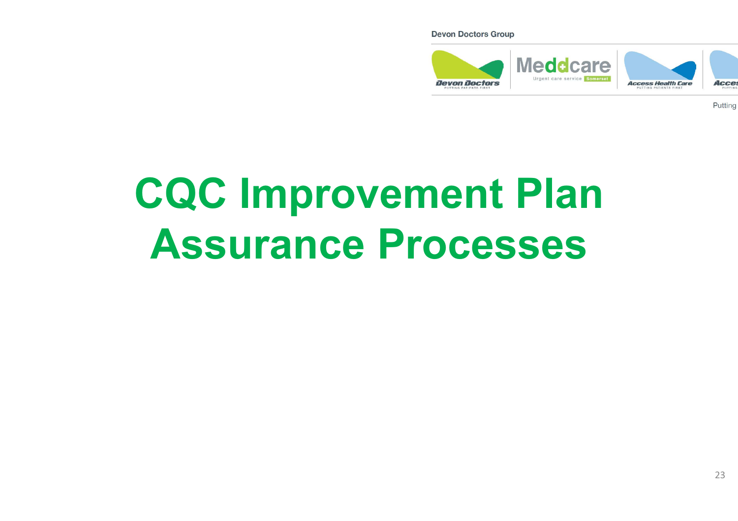# CQC Improvement Plan Assurance Processes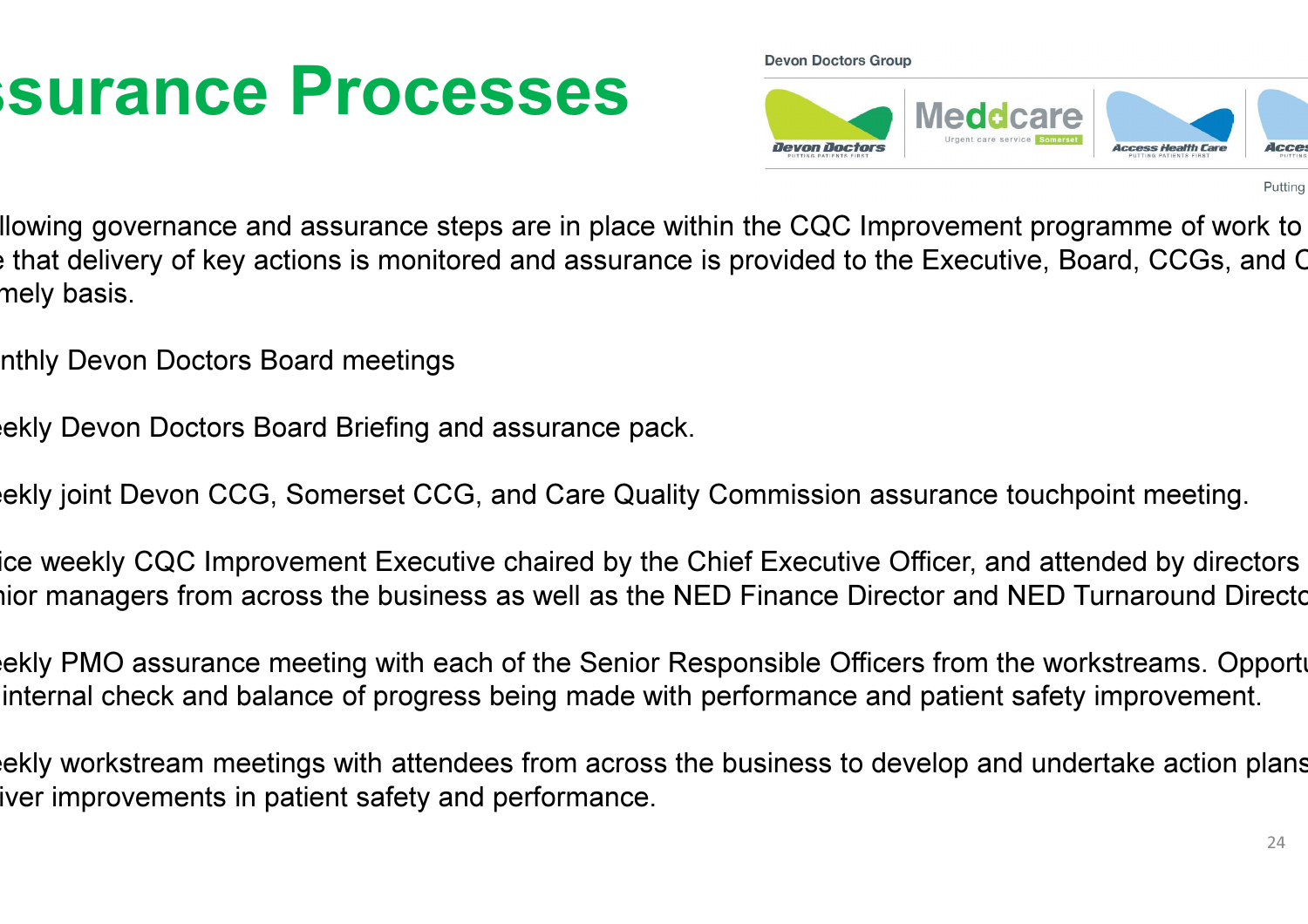# ssurance Processes

Devon Doctors Group

Devon Doctors | Meddcare Urgent care service Somerset | Access Health Care | Acces

Putting

llowing governance and assurance steps are in place within the CQC Improvement programme of work to e that delivery of key actions is monitored and assurance is provided to the Executive, Board, CCGs, and C mely basis.

nthly Devon Doctors Board meetings

eekly Devon Doctors Board Briefing and assurance pack.

eekly joint Devon CCG, Somerset CCG, and Care Quality Commission assurance touchpoint meeting.

ice weekly CQC Improvement Executive chaired by the Chief Executive Officer, and attended by directors nior managers from across the business as well as the NED Finance Director and NED Turnaround Directo

eekly PMO assurance meeting with each of the Senior Responsible Officers from the workstreams. Opportu internal check and balance of progress being made with performance and patient safety improvement.

eekly workstream meetings with attendees from across the business to develop and undertake action plans iver improvements in patient safety and performance.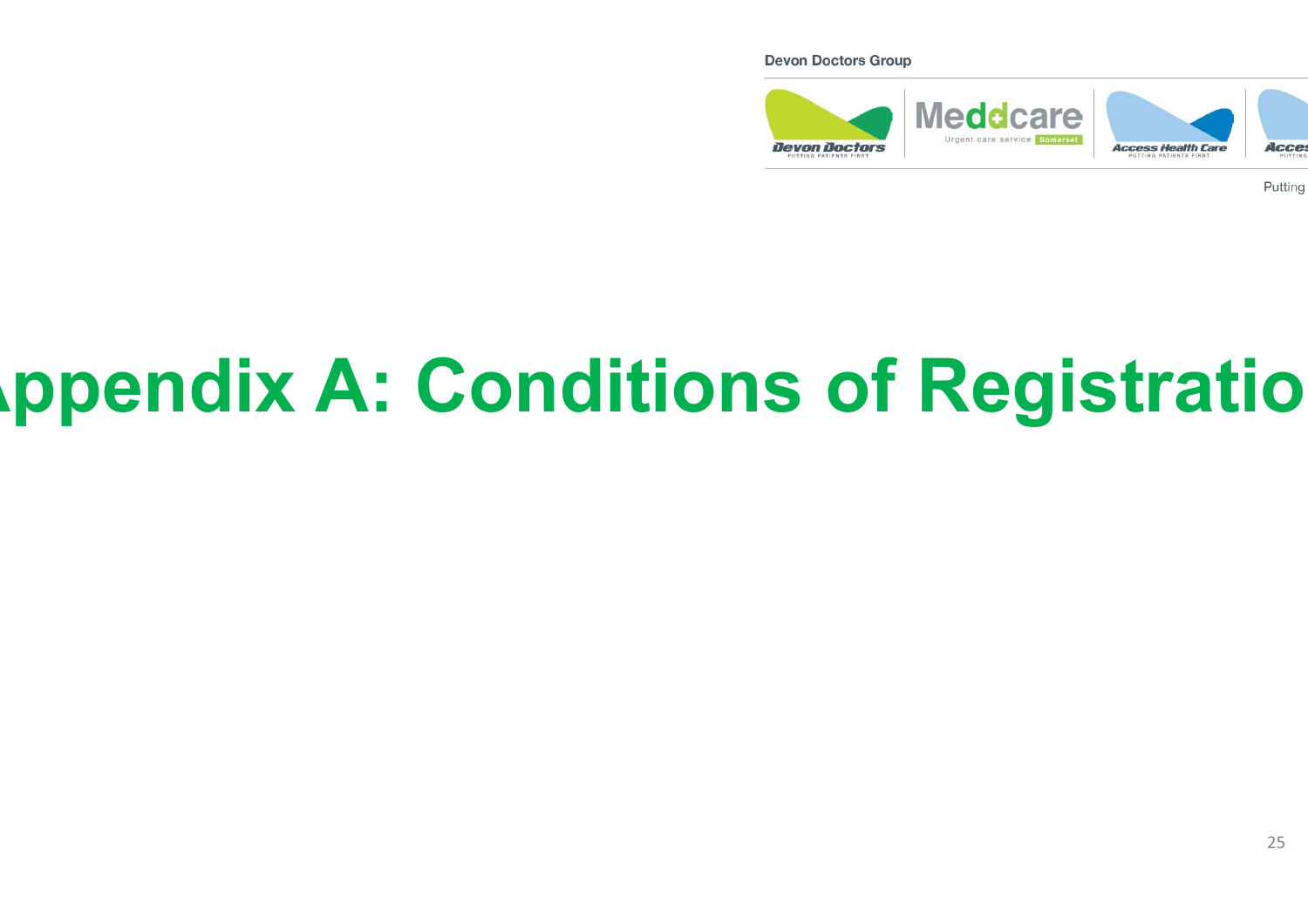# Appendix A: Conditions of Registration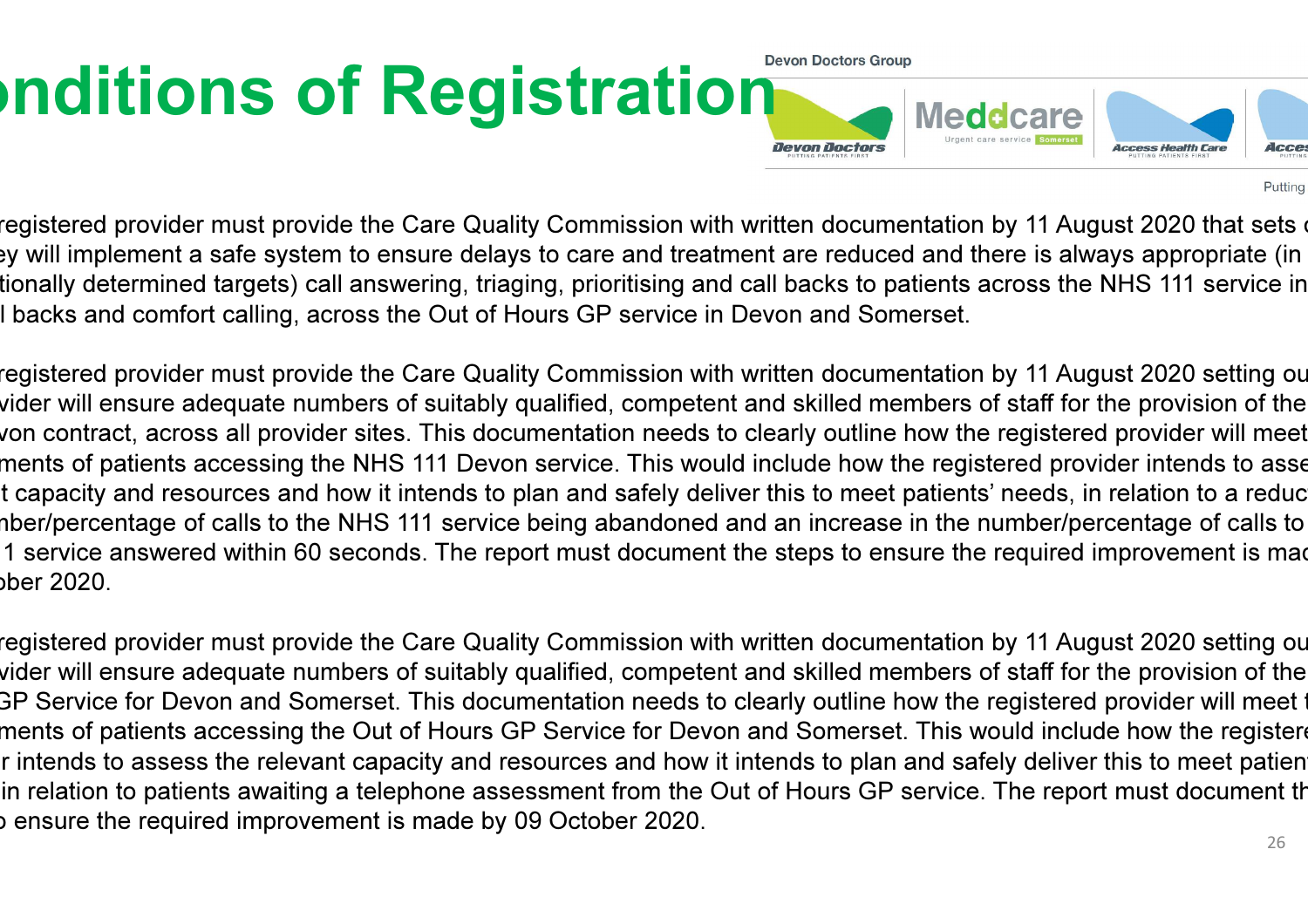# onditions of Registration

Devon Doctors Group

registered provider must provide the Care Quality Commission with written documentation by 11 August 2020 that sets ey will implement a safe system to ensure delays to care and treatment are reduced and there is always appropriate (in tionally determined targets) call answering, triaging, prioritising and call backs to patients across the NHS 111 service in l backs and comfort calling, across the Out of Hours GP service in Devon and Somerset.

registered provider must provide the Care Quality Commission with written documentation by 11 August 2020 setting ou vider will ensure adequate numbers of suitably qualified, competent and skilled members of staff for the provision of the von contract, across all provider sites. This documentation needs to clearly outline how the registered provider will meet ments of patients accessing the NHS 111 Devon service. This would include how the registered provider intends to asse t capacity and resources and how it intends to plan and safely deliver this to meet patients' needs, in relation to a reduc nber/percentage of calls to the NHS 111 service being abandoned and an increase in the number/percentage of calls to 1 service answered within 60 seconds. The report must document the steps to ensure the required improvement is mad ober 2020.

registered provider must provide the Care Quality Commission with written documentation by 11 August 2020 setting ou vider will ensure adequate numbers of suitably qualified, competent and skilled members of staff for the provision of the GP Service for Devon and Somerset. This documentation needs to clearly outline how the registered provider will meet t ments of patients accessing the Out of Hours GP Service for Devon and Somerset. This would include how the registere r intends to assess the relevant capacity and resources and how it intends to plan and safely deliver this to meet patien in relation to patients awaiting a telephone assessment from the Out of Hours GP service. The report must document th o ensure the required improvement is made by 09 October 2020.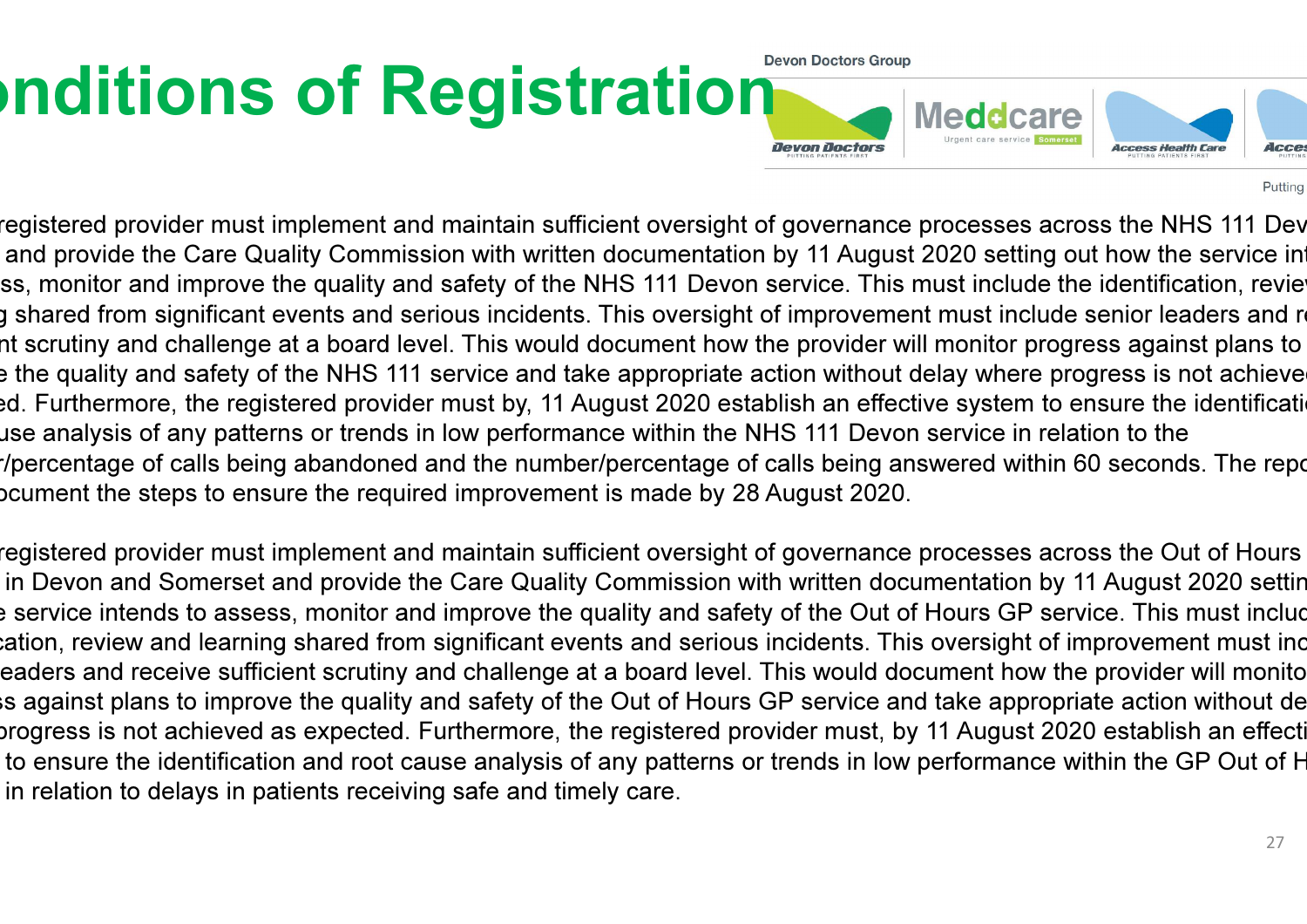# onditions of Registration

Devon Doctors Group

Devon Doctors | Meddcare Urgent care service Somerset | Access Health Care | Acces

registered provider must implement and maintain sufficient oversight of governance processes across the NHS 111 Dev and provide the Care Quality Commission with written documentation by 11 August 2020 setting out how the service int ss, monitor and improve the quality and safety of the NHS 111 Devon service. This must include the identification, revie g shared from significant events and serious incidents. This oversight of improvement must include senior leaders and r nt scrutiny and challenge at a board level. This would document how the provider will monitor progress against plans to e the quality and safety of the NHS 111 service and take appropriate action without delay where progress is not achieve ed. Furthermore, the registered provider must by, 11 August 2020 establish an effective system to ensure the identificati use analysis of any patterns or trends in low performance within the NHS 111 Devon service in relation to the r/percentage of calls being abandoned and the number/percentage of calls being answered within 60 seconds. The repo ocument the steps to ensure the required improvement is made by 28 August 2020.

registered provider must implement and maintain sufficient oversight of governance processes across the Out of Hours in Devon and Somerset and provide the Care Quality Commission with written documentation by 11 August 2020 settin e service intends to assess, monitor and improve the quality and safety of the Out of Hours GP service. This must incluc cation, review and learning shared from significant events and serious incidents. This oversight of improvement must inc eaders and receive sufficient scrutiny and challenge at a board level. This would document how the provider will monito ss against plans to improve the quality and safety of the Out of Hours GP service and take appropriate action without de progress is not achieved as expected. Furthermore, the registered provider must, by 11 August 2020 establish an effecti to ensure the identification and root cause analysis of any patterns or trends in low performance within the GP Out of H in relation to delays in patients receiving safe and timely care.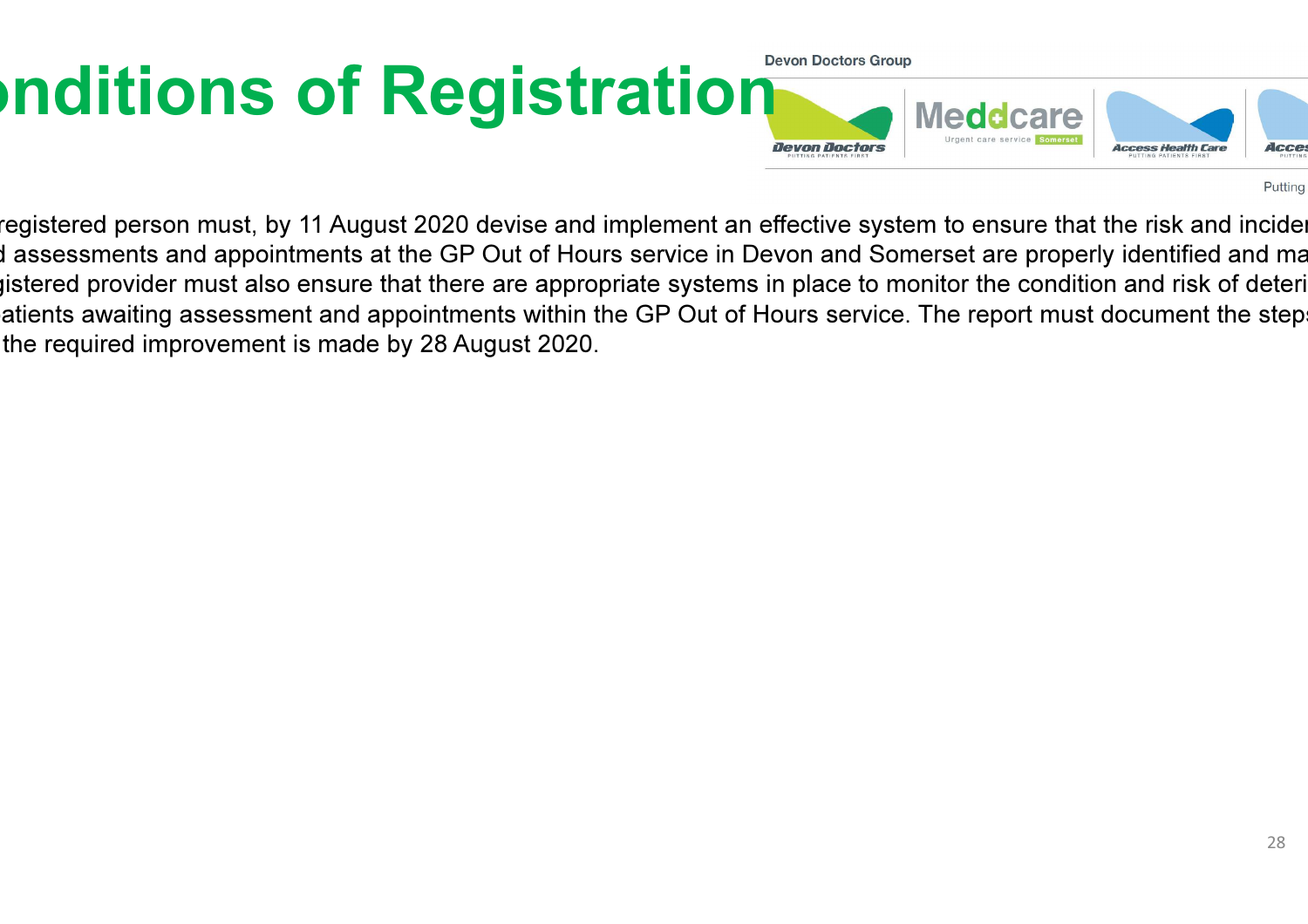# onditions of Registration

Devon Doctors Group

registered person must, by 11 August 2020 devise and implement an effective system to ensure that the risk and incider
d assessments and appointments at the GP Out of Hours service in Devon and Somerset are properly identified and ma
gistered provider must also ensure that there are appropriate systems in place to monitor the condition and risk of deteri
atients awaiting assessment and appointments within the GP Out of Hours service. The report must document the steps
the required improvement is made by 28 August 2020.